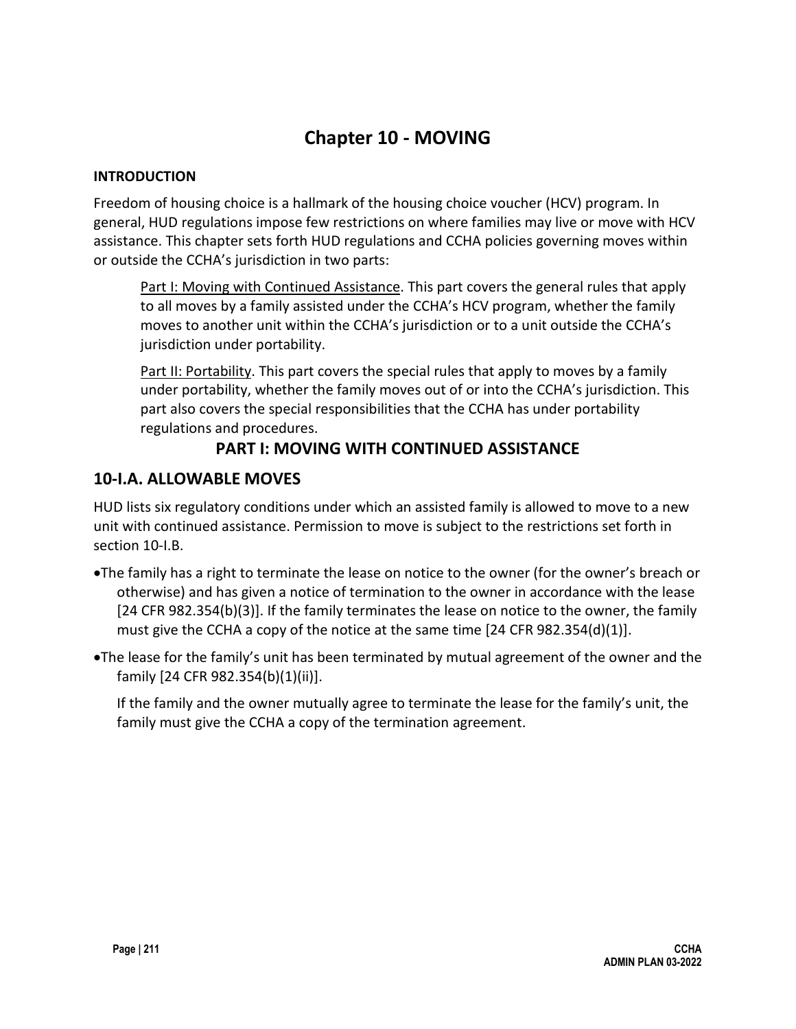# Chapter 10 - MOVING

**INTRODUCTION**

Freedom of housing choice is a hallmark of the housing choice voucher (HCV) program. In general, HUD regulations impose few restrictions on where families may live or move with HCV assistance. This chapter sets forth HUD regulations and CCHA policies governing moves within or outside the CCHA's jurisdiction in two parts:

> Part I: Moving with Continued Assistance. This part covers the general rules that apply to all moves by a family assisted under the CCHA's HCV program, whether the family moves to another unit within the CCHA's jurisdiction or to a unit outside the CCHA's jurisdiction under portability.
>
> Part II: Portability. This part covers the special rules that apply to moves by a family under portability, whether the family moves out of or into the CCHA's jurisdiction. This part also covers the special responsibilities that the CCHA has under portability regulations and procedures.

## PART I: MOVING WITH CONTINUED ASSISTANCE

## 10-I.A. ALLOWABLE MOVES

HUD lists six regulatory conditions under which an assisted family is allowed to move to a new unit with continued assistance. Permission to move is subject to the restrictions set forth in section 10-I.B.

- The family has a right to terminate the lease on notice to the owner (for the owner's breach or otherwise) and has given a notice of termination to the owner in accordance with the lease [24 CFR 982.354(b)(3)]. If the family terminates the lease on notice to the owner, the family must give the CCHA a copy of the notice at the same time [24 CFR 982.354(d)(1)].
- The lease for the family's unit has been terminated by mutual agreement of the owner and the family [24 CFR 982.354(b)(1)(ii)].

  If the family and the owner mutually agree to terminate the lease for the family's unit, the family must give the CCHA a copy of the termination agreement.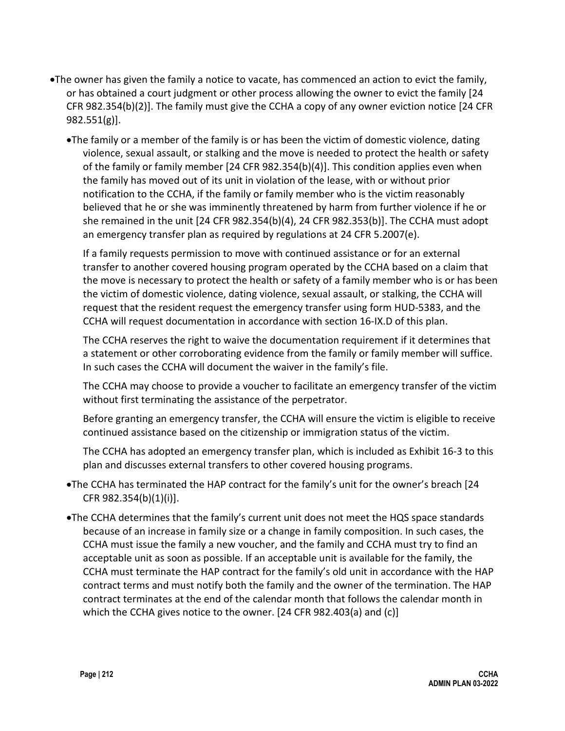- The owner has given the family a notice to vacate, has commenced an action to evict the family, or has obtained a court judgment or other process allowing the owner to evict the family [24 CFR 982.354(b)(2)]. The family must give the CCHA a copy of any owner eviction notice [24 CFR 982.551(g)].
  - The family or a member of the family is or has been the victim of domestic violence, dating violence, sexual assault, or stalking and the move is needed to protect the health or safety of the family or family member [24 CFR 982.354(b)(4)]. This condition applies even when the family has moved out of its unit in violation of the lease, with or without prior notification to the CCHA, if the family or family member who is the victim reasonably believed that he or she was imminently threatened by harm from further violence if he or she remained in the unit [24 CFR 982.354(b)(4), 24 CFR 982.353(b)]. The CCHA must adopt an emergency transfer plan as required by regulations at 24 CFR 5.2007(e).

    If a family requests permission to move with continued assistance or for an external transfer to another covered housing program operated by the CCHA based on a claim that the move is necessary to protect the health or safety of a family member who is or has been the victim of domestic violence, dating violence, sexual assault, or stalking, the CCHA will request that the resident request the emergency transfer using form HUD-5383, and the CCHA will request documentation in accordance with section 16-IX.D of this plan.

    The CCHA reserves the right to waive the documentation requirement if it determines that a statement or other corroborating evidence from the family or family member will suffice. In such cases the CCHA will document the waiver in the family's file.

    The CCHA may choose to provide a voucher to facilitate an emergency transfer of the victim without first terminating the assistance of the perpetrator.

    Before granting an emergency transfer, the CCHA will ensure the victim is eligible to receive continued assistance based on the citizenship or immigration status of the victim.

    The CCHA has adopted an emergency transfer plan, which is included as Exhibit 16-3 to this plan and discusses external transfers to other covered housing programs.

  - The CCHA has terminated the HAP contract for the family's unit for the owner's breach [24 CFR 982.354(b)(1)(i)].
  - The CCHA determines that the family's current unit does not meet the HQS space standards because of an increase in family size or a change in family composition. In such cases, the CCHA must issue the family a new voucher, and the family and CCHA must try to find an acceptable unit as soon as possible. If an acceptable unit is available for the family, the CCHA must terminate the HAP contract for the family's old unit in accordance with the HAP contract terms and must notify both the family and the owner of the termination. The HAP contract terminates at the end of the calendar month that follows the calendar month in which the CCHA gives notice to the owner. [24 CFR 982.403(a) and (c)]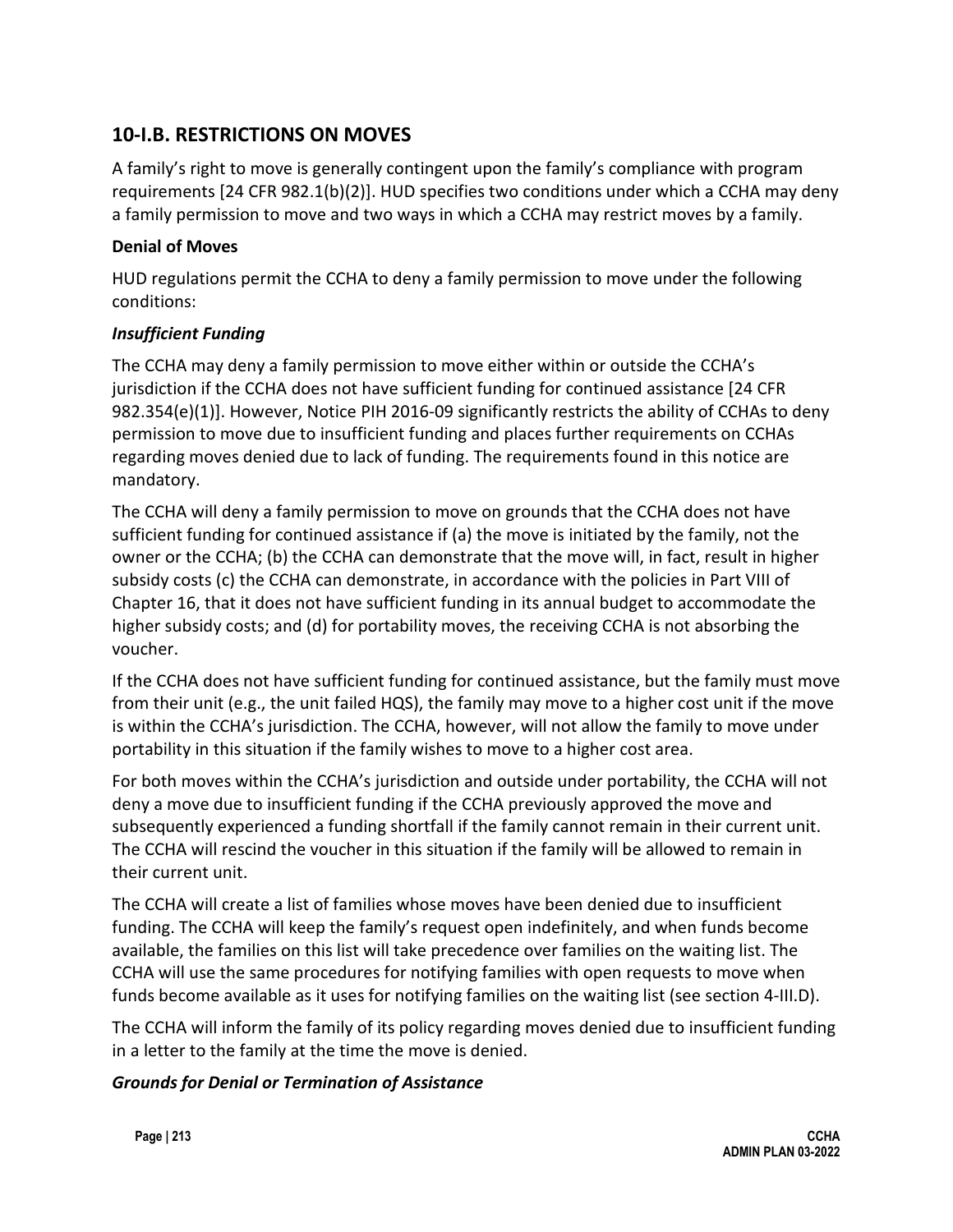## 10-I.B. RESTRICTIONS ON MOVES

A family's right to move is generally contingent upon the family's compliance with program requirements [24 CFR 982.1(b)(2)]. HUD specifies two conditions under which a CCHA may deny a family permission to move and two ways in which a CCHA may restrict moves by a family.

**Denial of Moves**

HUD regulations permit the CCHA to deny a family permission to move under the following conditions:

***Insufficient Funding***

The CCHA may deny a family permission to move either within or outside the CCHA's jurisdiction if the CCHA does not have sufficient funding for continued assistance [24 CFR 982.354(e)(1)]. However, Notice PIH 2016-09 significantly restricts the ability of CCHAs to deny permission to move due to insufficient funding and places further requirements on CCHAs regarding moves denied due to lack of funding. The requirements found in this notice are mandatory.

The CCHA will deny a family permission to move on grounds that the CCHA does not have sufficient funding for continued assistance if (a) the move is initiated by the family, not the owner or the CCHA; (b) the CCHA can demonstrate that the move will, in fact, result in higher subsidy costs (c) the CCHA can demonstrate, in accordance with the policies in Part VIII of Chapter 16, that it does not have sufficient funding in its annual budget to accommodate the higher subsidy costs; and (d) for portability moves, the receiving CCHA is not absorbing the voucher.

If the CCHA does not have sufficient funding for continued assistance, but the family must move from their unit (e.g., the unit failed HQS), the family may move to a higher cost unit if the move is within the CCHA's jurisdiction. The CCHA, however, will not allow the family to move under portability in this situation if the family wishes to move to a higher cost area.

For both moves within the CCHA's jurisdiction and outside under portability, the CCHA will not deny a move due to insufficient funding if the CCHA previously approved the move and subsequently experienced a funding shortfall if the family cannot remain in their current unit. The CCHA will rescind the voucher in this situation if the family will be allowed to remain in their current unit.

The CCHA will create a list of families whose moves have been denied due to insufficient funding. The CCHA will keep the family's request open indefinitely, and when funds become available, the families on this list will take precedence over families on the waiting list. The CCHA will use the same procedures for notifying families with open requests to move when funds become available as it uses for notifying families on the waiting list (see section 4-III.D).

The CCHA will inform the family of its policy regarding moves denied due to insufficient funding in a letter to the family at the time the move is denied.

***Grounds for Denial or Termination of Assistance***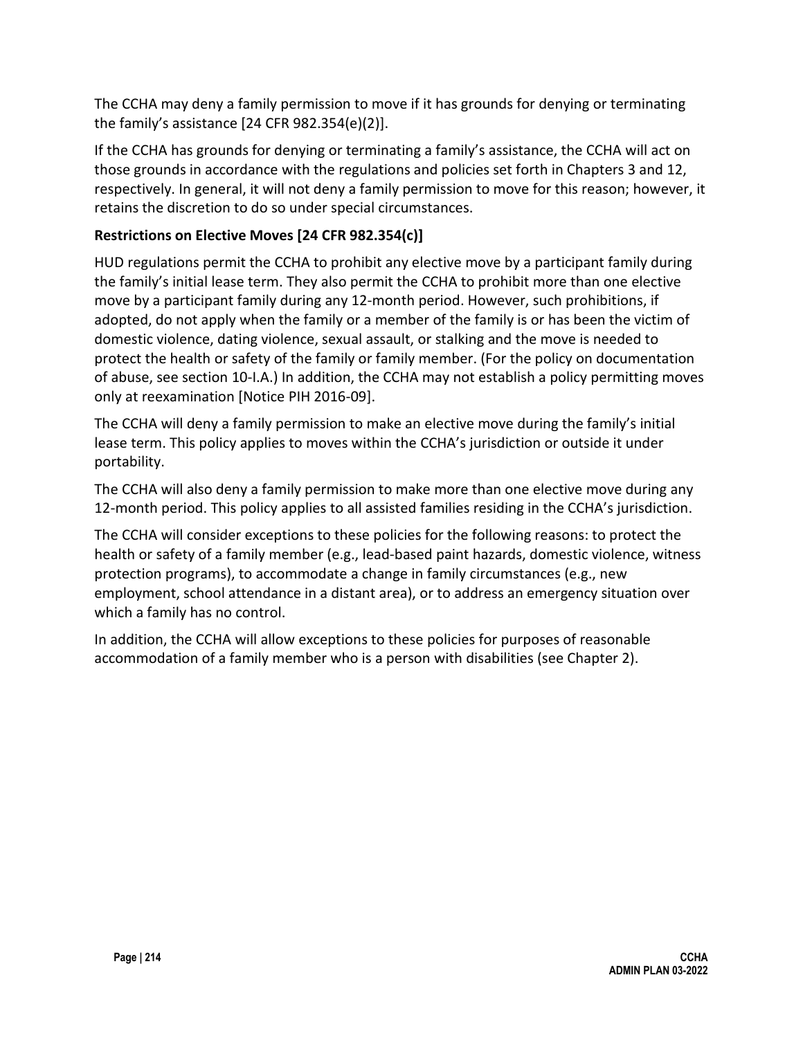The CCHA may deny a family permission to move if it has grounds for denying or terminating the family's assistance [24 CFR 982.354(e)(2)].

If the CCHA has grounds for denying or terminating a family's assistance, the CCHA will act on those grounds in accordance with the regulations and policies set forth in Chapters 3 and 12, respectively. In general, it will not deny a family permission to move for this reason; however, it retains the discretion to do so under special circumstances.

**Restrictions on Elective Moves [24 CFR 982.354(c)]**

HUD regulations permit the CCHA to prohibit any elective move by a participant family during the family's initial lease term. They also permit the CCHA to prohibit more than one elective move by a participant family during any 12-month period. However, such prohibitions, if adopted, do not apply when the family or a member of the family is or has been the victim of domestic violence, dating violence, sexual assault, or stalking and the move is needed to protect the health or safety of the family or family member. (For the policy on documentation of abuse, see section 10-I.A.) In addition, the CCHA may not establish a policy permitting moves only at reexamination [Notice PIH 2016-09].

The CCHA will deny a family permission to make an elective move during the family's initial lease term. This policy applies to moves within the CCHA's jurisdiction or outside it under portability.

The CCHA will also deny a family permission to make more than one elective move during any 12-month period. This policy applies to all assisted families residing in the CCHA's jurisdiction.

The CCHA will consider exceptions to these policies for the following reasons: to protect the health or safety of a family member (e.g., lead-based paint hazards, domestic violence, witness protection programs), to accommodate a change in family circumstances (e.g., new employment, school attendance in a distant area), or to address an emergency situation over which a family has no control.

In addition, the CCHA will allow exceptions to these policies for purposes of reasonable accommodation of a family member who is a person with disabilities (see Chapter 2).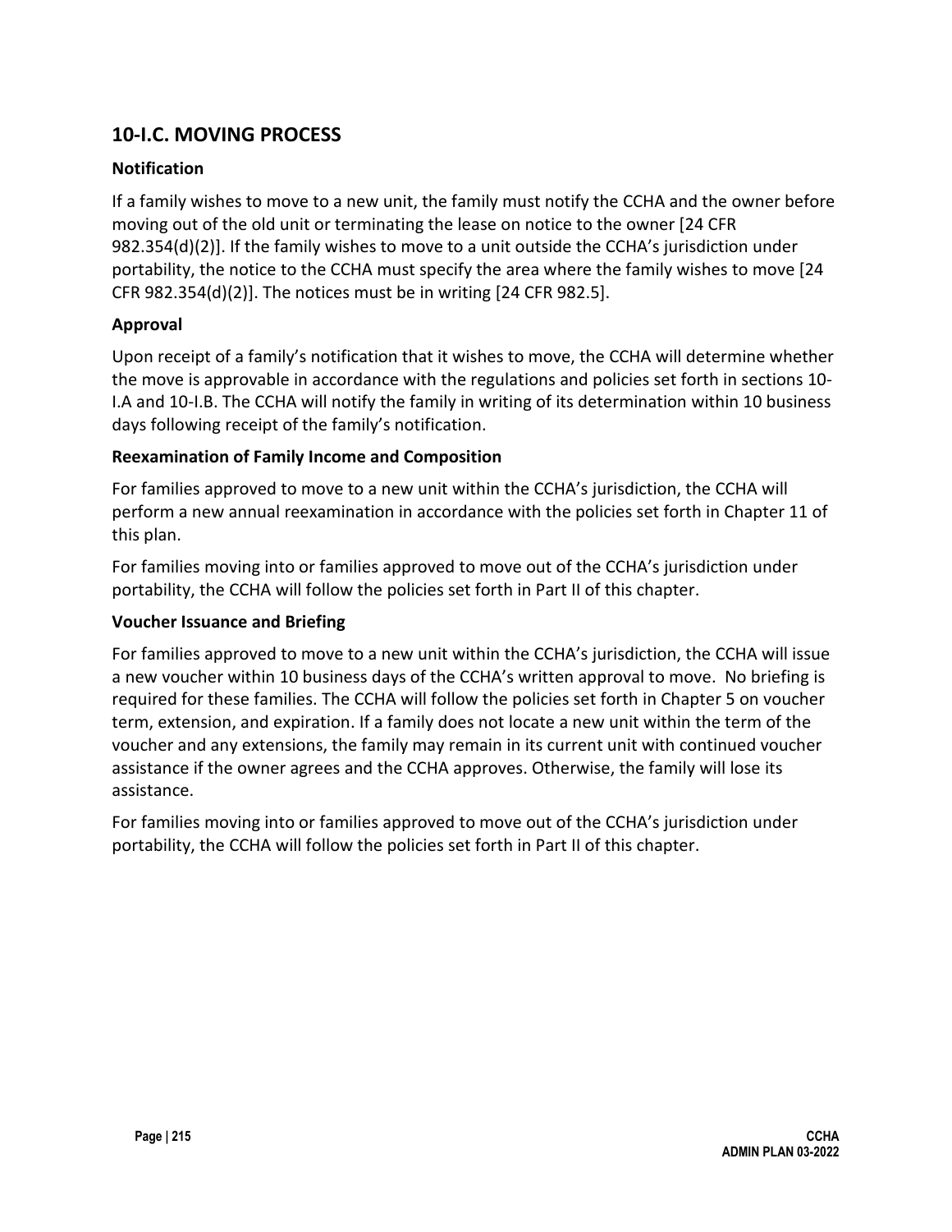## 10-I.C. MOVING PROCESS

### Notification

If a family wishes to move to a new unit, the family must notify the CCHA and the owner before moving out of the old unit or terminating the lease on notice to the owner [24 CFR 982.354(d)(2)]. If the family wishes to move to a unit outside the CCHA's jurisdiction under portability, the notice to the CCHA must specify the area where the family wishes to move [24 CFR 982.354(d)(2)]. The notices must be in writing [24 CFR 982.5].

### Approval

Upon receipt of a family's notification that it wishes to move, the CCHA will determine whether the move is approvable in accordance with the regulations and policies set forth in sections 10-I.A and 10-I.B. The CCHA will notify the family in writing of its determination within 10 business days following receipt of the family's notification.

### Reexamination of Family Income and Composition

For families approved to move to a new unit within the CCHA's jurisdiction, the CCHA will perform a new annual reexamination in accordance with the policies set forth in Chapter 11 of this plan.

For families moving into or families approved to move out of the CCHA's jurisdiction under portability, the CCHA will follow the policies set forth in Part II of this chapter.

### Voucher Issuance and Briefing

For families approved to move to a new unit within the CCHA's jurisdiction, the CCHA will issue a new voucher within 10 business days of the CCHA's written approval to move. No briefing is required for these families. The CCHA will follow the policies set forth in Chapter 5 on voucher term, extension, and expiration. If a family does not locate a new unit within the term of the voucher and any extensions, the family may remain in its current unit with continued voucher assistance if the owner agrees and the CCHA approves. Otherwise, the family will lose its assistance.

For families moving into or families approved to move out of the CCHA's jurisdiction under portability, the CCHA will follow the policies set forth in Part II of this chapter.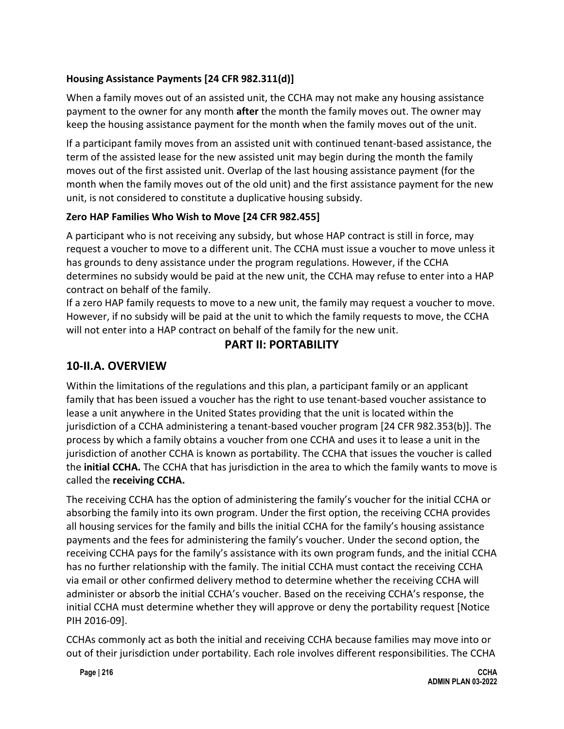### Housing Assistance Payments [24 CFR 982.311(d)]

When a family moves out of an assisted unit, the CCHA may not make any housing assistance payment to the owner for any month **after** the month the family moves out. The owner may keep the housing assistance payment for the month when the family moves out of the unit.

If a participant family moves from an assisted unit with continued tenant-based assistance, the term of the assisted lease for the new assisted unit may begin during the month the family moves out of the first assisted unit. Overlap of the last housing assistance payment (for the month when the family moves out of the old unit) and the first assistance payment for the new unit, is not considered to constitute a duplicative housing subsidy.

### Zero HAP Families Who Wish to Move [24 CFR 982.455]

A participant who is not receiving any subsidy, but whose HAP contract is still in force, may request a voucher to move to a different unit. The CCHA must issue a voucher to move unless it has grounds to deny assistance under the program regulations. However, if the CCHA determines no subsidy would be paid at the new unit, the CCHA may refuse to enter into a HAP contract on behalf of the family.

If a zero HAP family requests to move to a new unit, the family may request a voucher to move. However, if no subsidy will be paid at the unit to which the family requests to move, the CCHA will not enter into a HAP contract on behalf of the family for the new unit.

# PART II: PORTABILITY

## 10-II.A. OVERVIEW

Within the limitations of the regulations and this plan, a participant family or an applicant family that has been issued a voucher has the right to use tenant-based voucher assistance to lease a unit anywhere in the United States providing that the unit is located within the jurisdiction of a CCHA administering a tenant-based voucher program [24 CFR 982.353(b)]. The process by which a family obtains a voucher from one CCHA and uses it to lease a unit in the jurisdiction of another CCHA is known as portability. The CCHA that issues the voucher is called the **initial CCHA.** The CCHA that has jurisdiction in the area to which the family wants to move is called the **receiving CCHA.**

The receiving CCHA has the option of administering the family's voucher for the initial CCHA or absorbing the family into its own program. Under the first option, the receiving CCHA provides all housing services for the family and bills the initial CCHA for the family's housing assistance payments and the fees for administering the family's voucher. Under the second option, the receiving CCHA pays for the family's assistance with its own program funds, and the initial CCHA has no further relationship with the family. The initial CCHA must contact the receiving CCHA via email or other confirmed delivery method to determine whether the receiving CCHA will administer or absorb the initial CCHA's voucher. Based on the receiving CCHA's response, the initial CCHA must determine whether they will approve or deny the portability request [Notice PIH 2016-09].

CCHAs commonly act as both the initial and receiving CCHA because families may move into or out of their jurisdiction under portability. Each role involves different responsibilities. The CCHA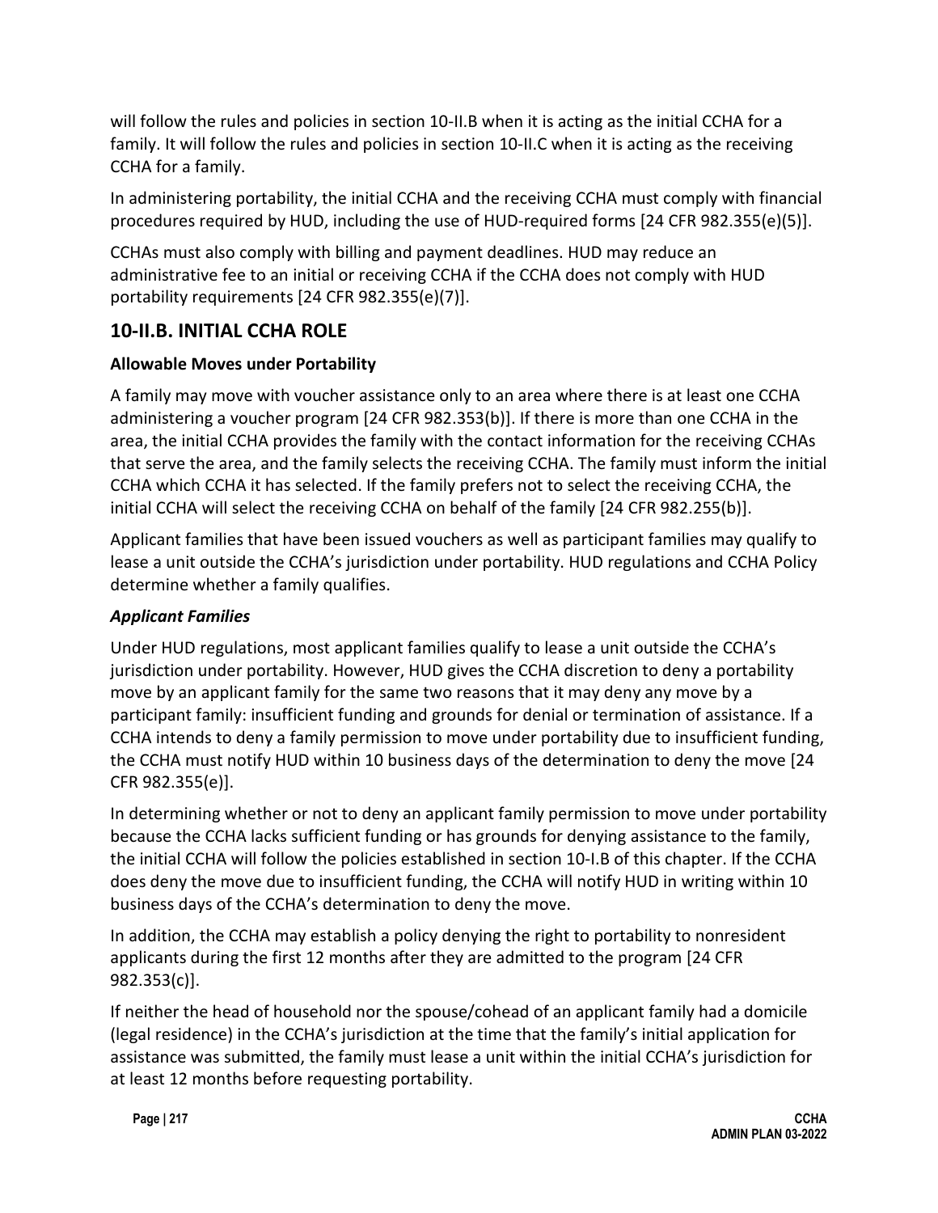will follow the rules and policies in section 10-II.B when it is acting as the initial CCHA for a family. It will follow the rules and policies in section 10-II.C when it is acting as the receiving CCHA for a family.

In administering portability, the initial CCHA and the receiving CCHA must comply with financial procedures required by HUD, including the use of HUD-required forms [24 CFR 982.355(e)(5)].

CCHAs must also comply with billing and payment deadlines. HUD may reduce an administrative fee to an initial or receiving CCHA if the CCHA does not comply with HUD portability requirements [24 CFR 982.355(e)(7)].

## 10-II.B. INITIAL CCHA ROLE

### Allowable Moves under Portability

A family may move with voucher assistance only to an area where there is at least one CCHA administering a voucher program [24 CFR 982.353(b)]. If there is more than one CCHA in the area, the initial CCHA provides the family with the contact information for the receiving CCHAs that serve the area, and the family selects the receiving CCHA. The family must inform the initial CCHA which CCHA it has selected. If the family prefers not to select the receiving CCHA, the initial CCHA will select the receiving CCHA on behalf of the family [24 CFR 982.255(b)].

Applicant families that have been issued vouchers as well as participant families may qualify to lease a unit outside the CCHA's jurisdiction under portability. HUD regulations and CCHA Policy determine whether a family qualifies.

#### *Applicant Families*

Under HUD regulations, most applicant families qualify to lease a unit outside the CCHA's jurisdiction under portability. However, HUD gives the CCHA discretion to deny a portability move by an applicant family for the same two reasons that it may deny any move by a participant family: insufficient funding and grounds for denial or termination of assistance. If a CCHA intends to deny a family permission to move under portability due to insufficient funding, the CCHA must notify HUD within 10 business days of the determination to deny the move [24 CFR 982.355(e)].

In determining whether or not to deny an applicant family permission to move under portability because the CCHA lacks sufficient funding or has grounds for denying assistance to the family, the initial CCHA will follow the policies established in section 10-I.B of this chapter. If the CCHA does deny the move due to insufficient funding, the CCHA will notify HUD in writing within 10 business days of the CCHA's determination to deny the move.

In addition, the CCHA may establish a policy denying the right to portability to nonresident applicants during the first 12 months after they are admitted to the program [24 CFR 982.353(c)].

If neither the head of household nor the spouse/cohead of an applicant family had a domicile (legal residence) in the CCHA's jurisdiction at the time that the family's initial application for assistance was submitted, the family must lease a unit within the initial CCHA's jurisdiction for at least 12 months before requesting portability.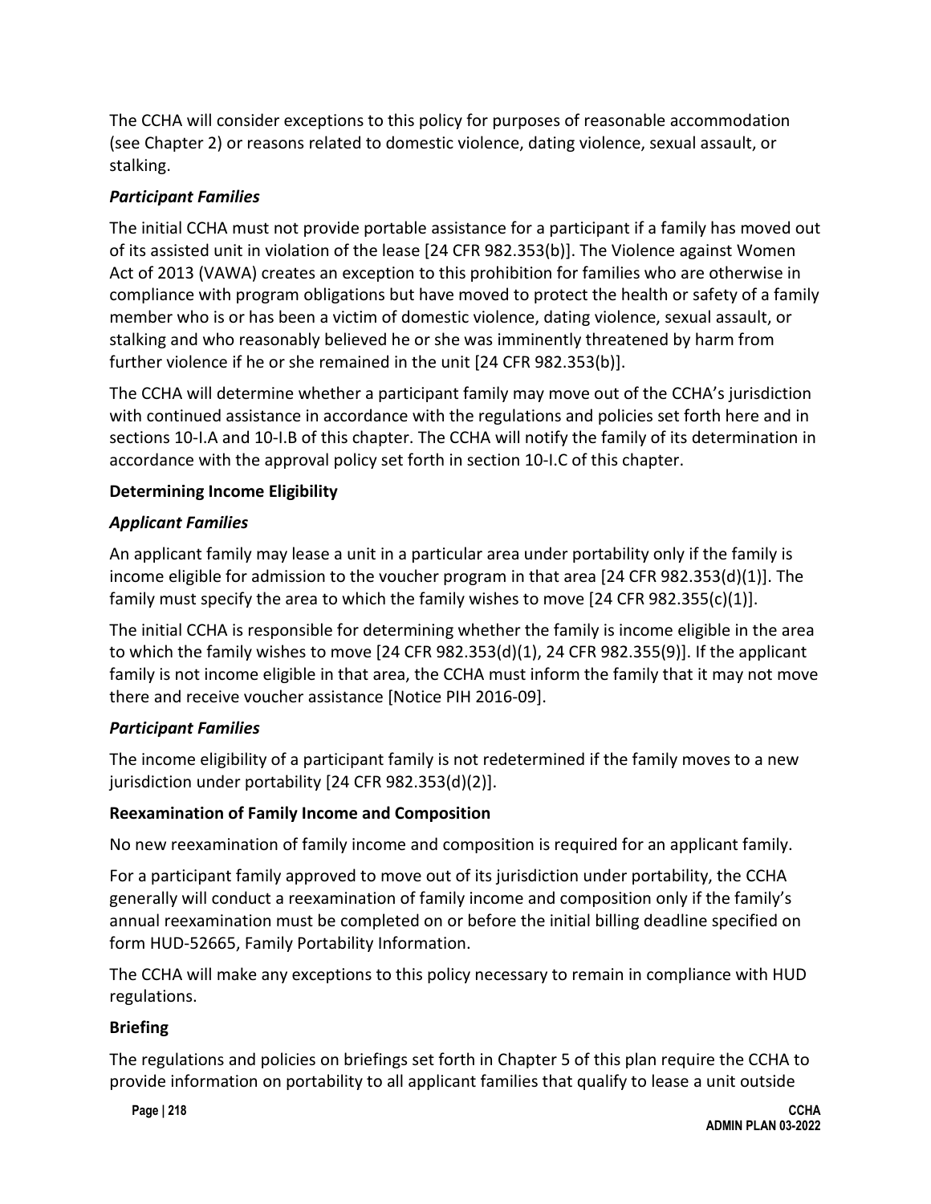The CCHA will consider exceptions to this policy for purposes of reasonable accommodation (see Chapter 2) or reasons related to domestic violence, dating violence, sexual assault, or stalking.

***Participant Families***

The initial CCHA must not provide portable assistance for a participant if a family has moved out of its assisted unit in violation of the lease [24 CFR 982.353(b)]. The Violence against Women Act of 2013 (VAWA) creates an exception to this prohibition for families who are otherwise in compliance with program obligations but have moved to protect the health or safety of a family member who is or has been a victim of domestic violence, dating violence, sexual assault, or stalking and who reasonably believed he or she was imminently threatened by harm from further violence if he or she remained in the unit [24 CFR 982.353(b)].

The CCHA will determine whether a participant family may move out of the CCHA's jurisdiction with continued assistance in accordance with the regulations and policies set forth here and in sections 10-I.A and 10-I.B of this chapter. The CCHA will notify the family of its determination in accordance with the approval policy set forth in section 10-I.C of this chapter.

**Determining Income Eligibility**

***Applicant Families***

An applicant family may lease a unit in a particular area under portability only if the family is income eligible for admission to the voucher program in that area [24 CFR 982.353(d)(1)]. The family must specify the area to which the family wishes to move [24 CFR 982.355(c)(1)].

The initial CCHA is responsible for determining whether the family is income eligible in the area to which the family wishes to move [24 CFR 982.353(d)(1), 24 CFR 982.355(9)]. If the applicant family is not income eligible in that area, the CCHA must inform the family that it may not move there and receive voucher assistance [Notice PIH 2016-09].

***Participant Families***

The income eligibility of a participant family is not redetermined if the family moves to a new jurisdiction under portability [24 CFR 982.353(d)(2)].

**Reexamination of Family Income and Composition**

No new reexamination of family income and composition is required for an applicant family.

For a participant family approved to move out of its jurisdiction under portability, the CCHA generally will conduct a reexamination of family income and composition only if the family's annual reexamination must be completed on or before the initial billing deadline specified on form HUD-52665, Family Portability Information.

The CCHA will make any exceptions to this policy necessary to remain in compliance with HUD regulations.

**Briefing**

The regulations and policies on briefings set forth in Chapter 5 of this plan require the CCHA to provide information on portability to all applicant families that qualify to lease a unit outside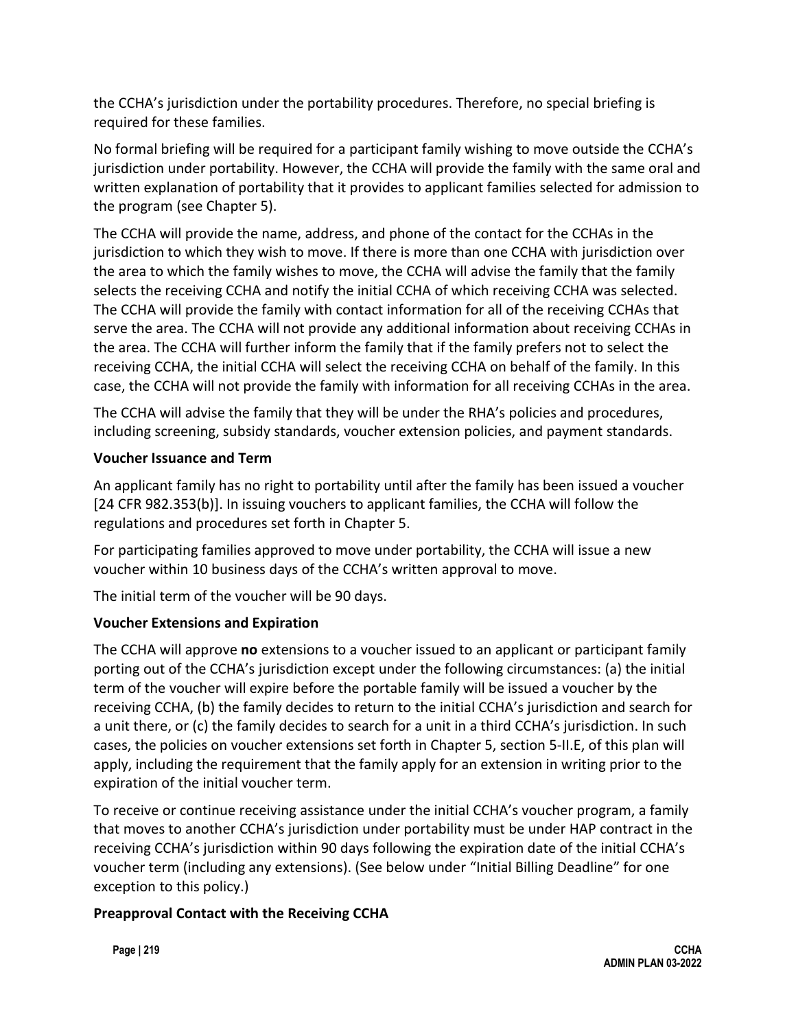the CCHA's jurisdiction under the portability procedures. Therefore, no special briefing is required for these families.

No formal briefing will be required for a participant family wishing to move outside the CCHA's jurisdiction under portability. However, the CCHA will provide the family with the same oral and written explanation of portability that it provides to applicant families selected for admission to the program (see Chapter 5).

The CCHA will provide the name, address, and phone of the contact for the CCHAs in the jurisdiction to which they wish to move. If there is more than one CCHA with jurisdiction over the area to which the family wishes to move, the CCHA will advise the family that the family selects the receiving CCHA and notify the initial CCHA of which receiving CCHA was selected. The CCHA will provide the family with contact information for all of the receiving CCHAs that serve the area. The CCHA will not provide any additional information about receiving CCHAs in the area. The CCHA will further inform the family that if the family prefers not to select the receiving CCHA, the initial CCHA will select the receiving CCHA on behalf of the family. In this case, the CCHA will not provide the family with information for all receiving CCHAs in the area.

The CCHA will advise the family that they will be under the RHA's policies and procedures, including screening, subsidy standards, voucher extension policies, and payment standards.

**Voucher Issuance and Term**

An applicant family has no right to portability until after the family has been issued a voucher [24 CFR 982.353(b)]. In issuing vouchers to applicant families, the CCHA will follow the regulations and procedures set forth in Chapter 5.

For participating families approved to move under portability, the CCHA will issue a new voucher within 10 business days of the CCHA's written approval to move.

The initial term of the voucher will be 90 days.

**Voucher Extensions and Expiration**

The CCHA will approve **no** extensions to a voucher issued to an applicant or participant family porting out of the CCHA's jurisdiction except under the following circumstances: (a) the initial term of the voucher will expire before the portable family will be issued a voucher by the receiving CCHA, (b) the family decides to return to the initial CCHA's jurisdiction and search for a unit there, or (c) the family decides to search for a unit in a third CCHA's jurisdiction. In such cases, the policies on voucher extensions set forth in Chapter 5, section 5-II.E, of this plan will apply, including the requirement that the family apply for an extension in writing prior to the expiration of the initial voucher term.

To receive or continue receiving assistance under the initial CCHA's voucher program, a family that moves to another CCHA's jurisdiction under portability must be under HAP contract in the receiving CCHA's jurisdiction within 90 days following the expiration date of the initial CCHA's voucher term (including any extensions). (See below under "Initial Billing Deadline" for one exception to this policy.)

**Preapproval Contact with the Receiving CCHA**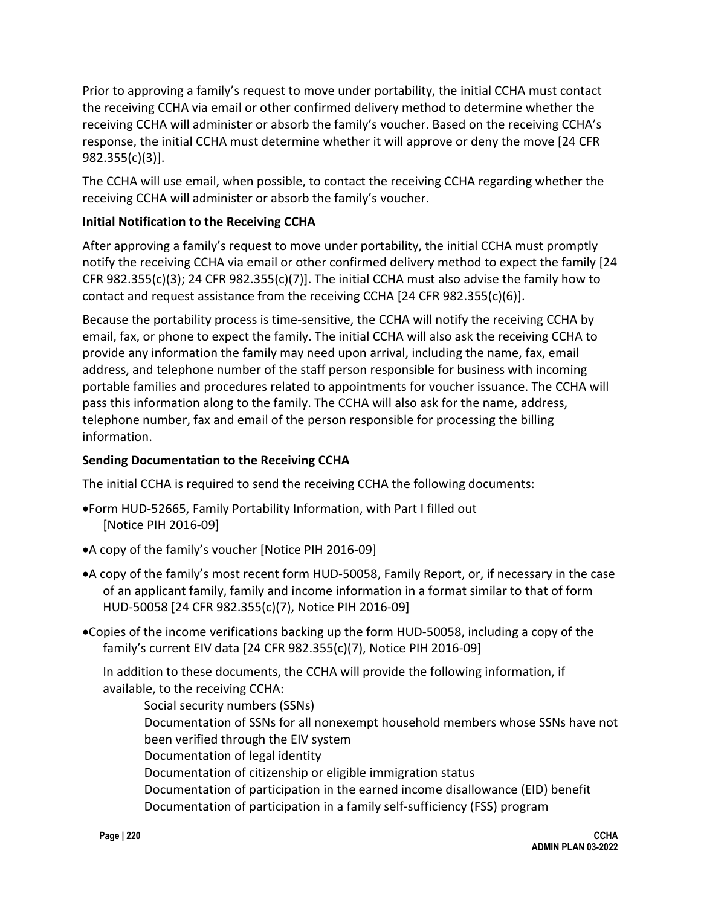Prior to approving a family's request to move under portability, the initial CCHA must contact the receiving CCHA via email or other confirmed delivery method to determine whether the receiving CCHA will administer or absorb the family's voucher. Based on the receiving CCHA's response, the initial CCHA must determine whether it will approve or deny the move [24 CFR 982.355(c)(3)].

The CCHA will use email, when possible, to contact the receiving CCHA regarding whether the receiving CCHA will administer or absorb the family's voucher.

**Initial Notification to the Receiving CCHA**

After approving a family's request to move under portability, the initial CCHA must promptly notify the receiving CCHA via email or other confirmed delivery method to expect the family [24 CFR 982.355(c)(3); 24 CFR 982.355(c)(7)]. The initial CCHA must also advise the family how to contact and request assistance from the receiving CCHA [24 CFR 982.355(c)(6)].

Because the portability process is time-sensitive, the CCHA will notify the receiving CCHA by email, fax, or phone to expect the family. The initial CCHA will also ask the receiving CCHA to provide any information the family may need upon arrival, including the name, fax, email address, and telephone number of the staff person responsible for business with incoming portable families and procedures related to appointments for voucher issuance. The CCHA will pass this information along to the family. The CCHA will also ask for the name, address, telephone number, fax and email of the person responsible for processing the billing information.

**Sending Documentation to the Receiving CCHA**

The initial CCHA is required to send the receiving CCHA the following documents:

- Form HUD-52665, Family Portability Information, with Part I filled out [Notice PIH 2016-09]
- A copy of the family's voucher [Notice PIH 2016-09]
- A copy of the family's most recent form HUD-50058, Family Report, or, if necessary in the case of an applicant family, family and income information in a format similar to that of form HUD-50058 [24 CFR 982.355(c)(7), Notice PIH 2016-09]
- Copies of the income verifications backing up the form HUD-50058, including a copy of the family's current EIV data [24 CFR 982.355(c)(7), Notice PIH 2016-09]

In addition to these documents, the CCHA will provide the following information, if available, to the receiving CCHA:

Social security numbers (SSNs)
Documentation of SSNs for all nonexempt household members whose SSNs have not been verified through the EIV system
Documentation of legal identity
Documentation of citizenship or eligible immigration status
Documentation of participation in the earned income disallowance (EID) benefit
Documentation of participation in a family self-sufficiency (FSS) program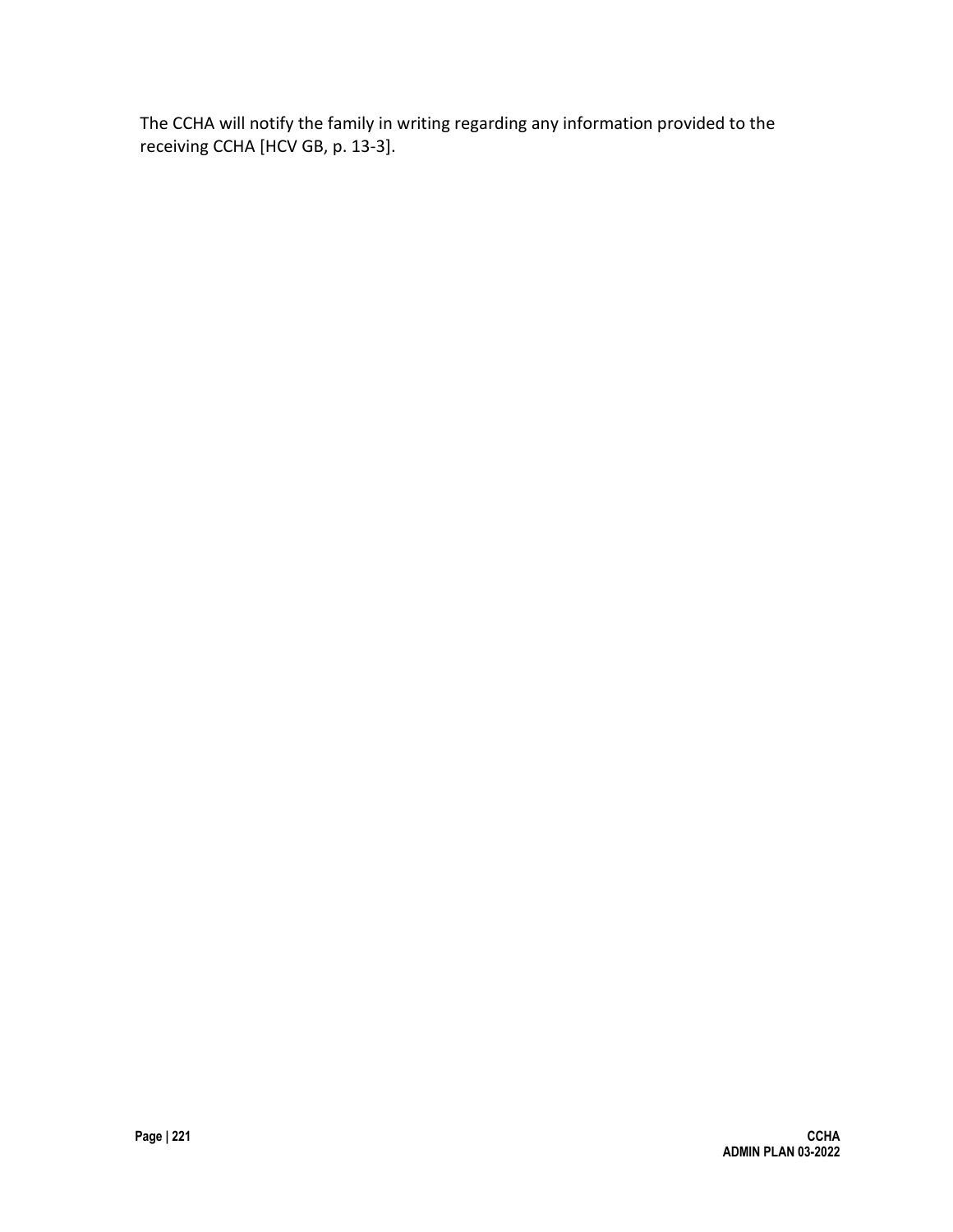The CCHA will notify the family in writing regarding any information provided to the receiving CCHA [HCV GB, p. 13-3].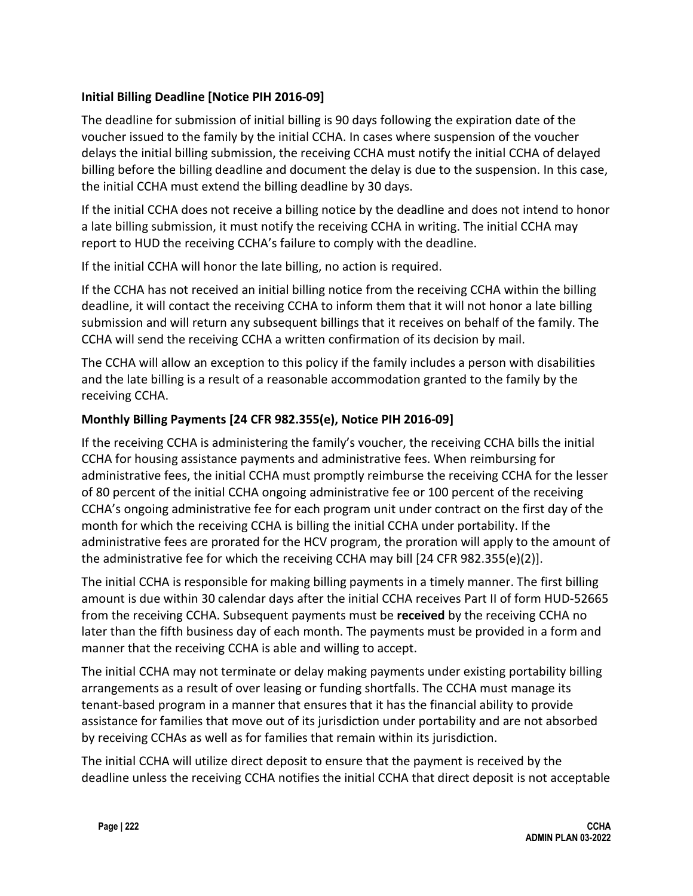### Initial Billing Deadline [Notice PIH 2016-09]

The deadline for submission of initial billing is 90 days following the expiration date of the voucher issued to the family by the initial CCHA. In cases where suspension of the voucher delays the initial billing submission, the receiving CCHA must notify the initial CCHA of delayed billing before the billing deadline and document the delay is due to the suspension. In this case, the initial CCHA must extend the billing deadline by 30 days.

If the initial CCHA does not receive a billing notice by the deadline and does not intend to honor a late billing submission, it must notify the receiving CCHA in writing. The initial CCHA may report to HUD the receiving CCHA's failure to comply with the deadline.

If the initial CCHA will honor the late billing, no action is required.

If the CCHA has not received an initial billing notice from the receiving CCHA within the billing deadline, it will contact the receiving CCHA to inform them that it will not honor a late billing submission and will return any subsequent billings that it receives on behalf of the family. The CCHA will send the receiving CCHA a written confirmation of its decision by mail.

The CCHA will allow an exception to this policy if the family includes a person with disabilities and the late billing is a result of a reasonable accommodation granted to the family by the receiving CCHA.

### Monthly Billing Payments [24 CFR 982.355(e), Notice PIH 2016-09]

If the receiving CCHA is administering the family's voucher, the receiving CCHA bills the initial CCHA for housing assistance payments and administrative fees. When reimbursing for administrative fees, the initial CCHA must promptly reimburse the receiving CCHA for the lesser of 80 percent of the initial CCHA ongoing administrative fee or 100 percent of the receiving CCHA's ongoing administrative fee for each program unit under contract on the first day of the month for which the receiving CCHA is billing the initial CCHA under portability. If the administrative fees are prorated for the HCV program, the proration will apply to the amount of the administrative fee for which the receiving CCHA may bill [24 CFR 982.355(e)(2)].

The initial CCHA is responsible for making billing payments in a timely manner. The first billing amount is due within 30 calendar days after the initial CCHA receives Part II of form HUD-52665 from the receiving CCHA. Subsequent payments must be **received** by the receiving CCHA no later than the fifth business day of each month. The payments must be provided in a form and manner that the receiving CCHA is able and willing to accept.

The initial CCHA may not terminate or delay making payments under existing portability billing arrangements as a result of over leasing or funding shortfalls. The CCHA must manage its tenant-based program in a manner that ensures that it has the financial ability to provide assistance for families that move out of its jurisdiction under portability and are not absorbed by receiving CCHAs as well as for families that remain within its jurisdiction.

The initial CCHA will utilize direct deposit to ensure that the payment is received by the deadline unless the receiving CCHA notifies the initial CCHA that direct deposit is not acceptable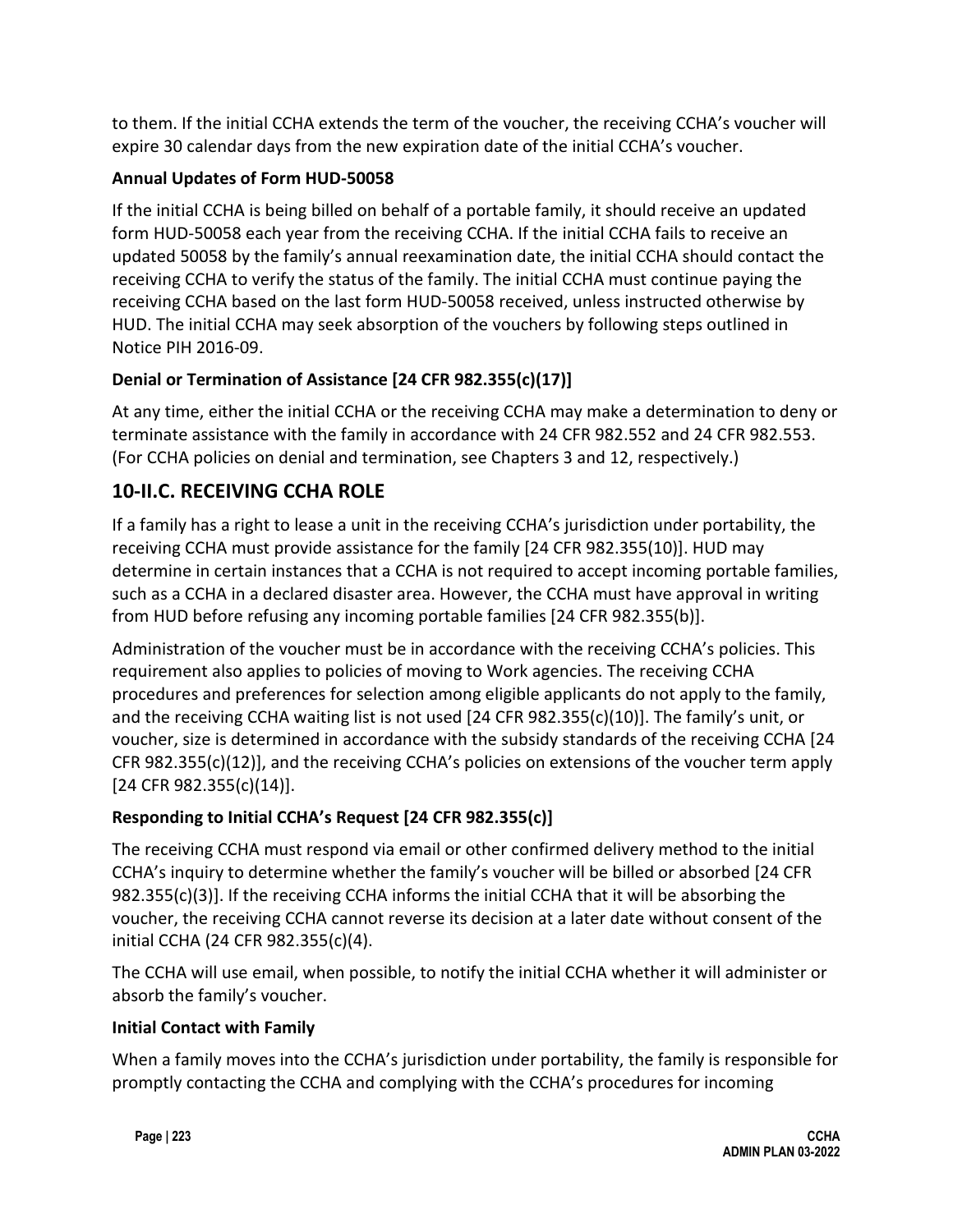to them. If the initial CCHA extends the term of the voucher, the receiving CCHA's voucher will expire 30 calendar days from the new expiration date of the initial CCHA's voucher.

### Annual Updates of Form HUD-50058

If the initial CCHA is being billed on behalf of a portable family, it should receive an updated form HUD-50058 each year from the receiving CCHA. If the initial CCHA fails to receive an updated 50058 by the family's annual reexamination date, the initial CCHA should contact the receiving CCHA to verify the status of the family. The initial CCHA must continue paying the receiving CCHA based on the last form HUD-50058 received, unless instructed otherwise by HUD. The initial CCHA may seek absorption of the vouchers by following steps outlined in Notice PIH 2016-09.

### Denial or Termination of Assistance [24 CFR 982.355(c)(17)]

At any time, either the initial CCHA or the receiving CCHA may make a determination to deny or terminate assistance with the family in accordance with 24 CFR 982.552 and 24 CFR 982.553. (For CCHA policies on denial and termination, see Chapters 3 and 12, respectively.)

## 10-II.C. RECEIVING CCHA ROLE

If a family has a right to lease a unit in the receiving CCHA's jurisdiction under portability, the receiving CCHA must provide assistance for the family [24 CFR 982.355(10)]. HUD may determine in certain instances that a CCHA is not required to accept incoming portable families, such as a CCHA in a declared disaster area. However, the CCHA must have approval in writing from HUD before refusing any incoming portable families [24 CFR 982.355(b)].

Administration of the voucher must be in accordance with the receiving CCHA's policies. This requirement also applies to policies of moving to Work agencies. The receiving CCHA procedures and preferences for selection among eligible applicants do not apply to the family, and the receiving CCHA waiting list is not used [24 CFR 982.355(c)(10)]. The family's unit, or voucher, size is determined in accordance with the subsidy standards of the receiving CCHA [24 CFR 982.355(c)(12)], and the receiving CCHA's policies on extensions of the voucher term apply [24 CFR 982.355(c)(14)].

### Responding to Initial CCHA's Request [24 CFR 982.355(c)]

The receiving CCHA must respond via email or other confirmed delivery method to the initial CCHA's inquiry to determine whether the family's voucher will be billed or absorbed [24 CFR 982.355(c)(3)]. If the receiving CCHA informs the initial CCHA that it will be absorbing the voucher, the receiving CCHA cannot reverse its decision at a later date without consent of the initial CCHA (24 CFR 982.355(c)(4).

The CCHA will use email, when possible, to notify the initial CCHA whether it will administer or absorb the family's voucher.

### Initial Contact with Family

When a family moves into the CCHA's jurisdiction under portability, the family is responsible for promptly contacting the CCHA and complying with the CCHA's procedures for incoming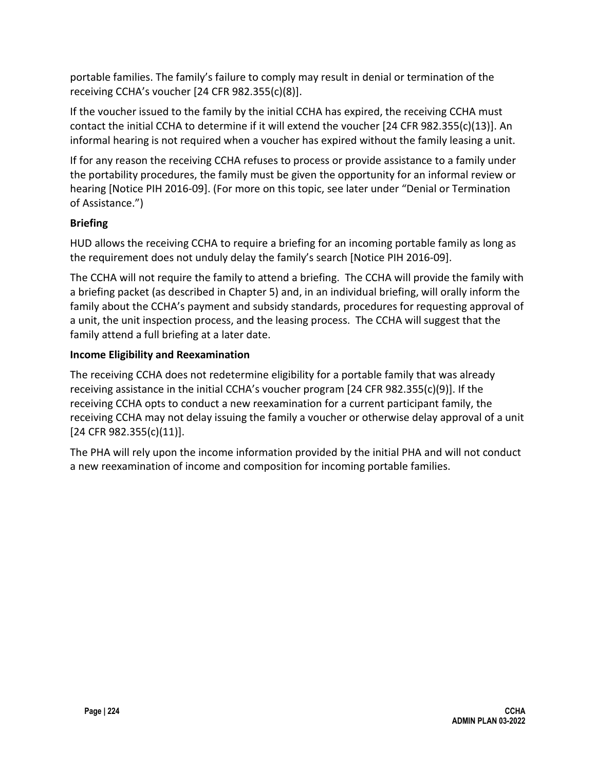portable families. The family's failure to comply may result in denial or termination of the receiving CCHA's voucher [24 CFR 982.355(c)(8)].

If the voucher issued to the family by the initial CCHA has expired, the receiving CCHA must contact the initial CCHA to determine if it will extend the voucher [24 CFR 982.355(c)(13)]. An informal hearing is not required when a voucher has expired without the family leasing a unit.

If for any reason the receiving CCHA refuses to process or provide assistance to a family under the portability procedures, the family must be given the opportunity for an informal review or hearing [Notice PIH 2016-09]. (For more on this topic, see later under "Denial or Termination of Assistance.")

**Briefing**

HUD allows the receiving CCHA to require a briefing for an incoming portable family as long as the requirement does not unduly delay the family's search [Notice PIH 2016-09].

The CCHA will not require the family to attend a briefing. The CCHA will provide the family with a briefing packet (as described in Chapter 5) and, in an individual briefing, will orally inform the family about the CCHA's payment and subsidy standards, procedures for requesting approval of a unit, the unit inspection process, and the leasing process. The CCHA will suggest that the family attend a full briefing at a later date.

**Income Eligibility and Reexamination**

The receiving CCHA does not redetermine eligibility for a portable family that was already receiving assistance in the initial CCHA's voucher program [24 CFR 982.355(c)(9)]. If the receiving CCHA opts to conduct a new reexamination for a current participant family, the receiving CCHA may not delay issuing the family a voucher or otherwise delay approval of a unit [24 CFR 982.355(c)(11)].

The PHA will rely upon the income information provided by the initial PHA and will not conduct a new reexamination of income and composition for incoming portable families.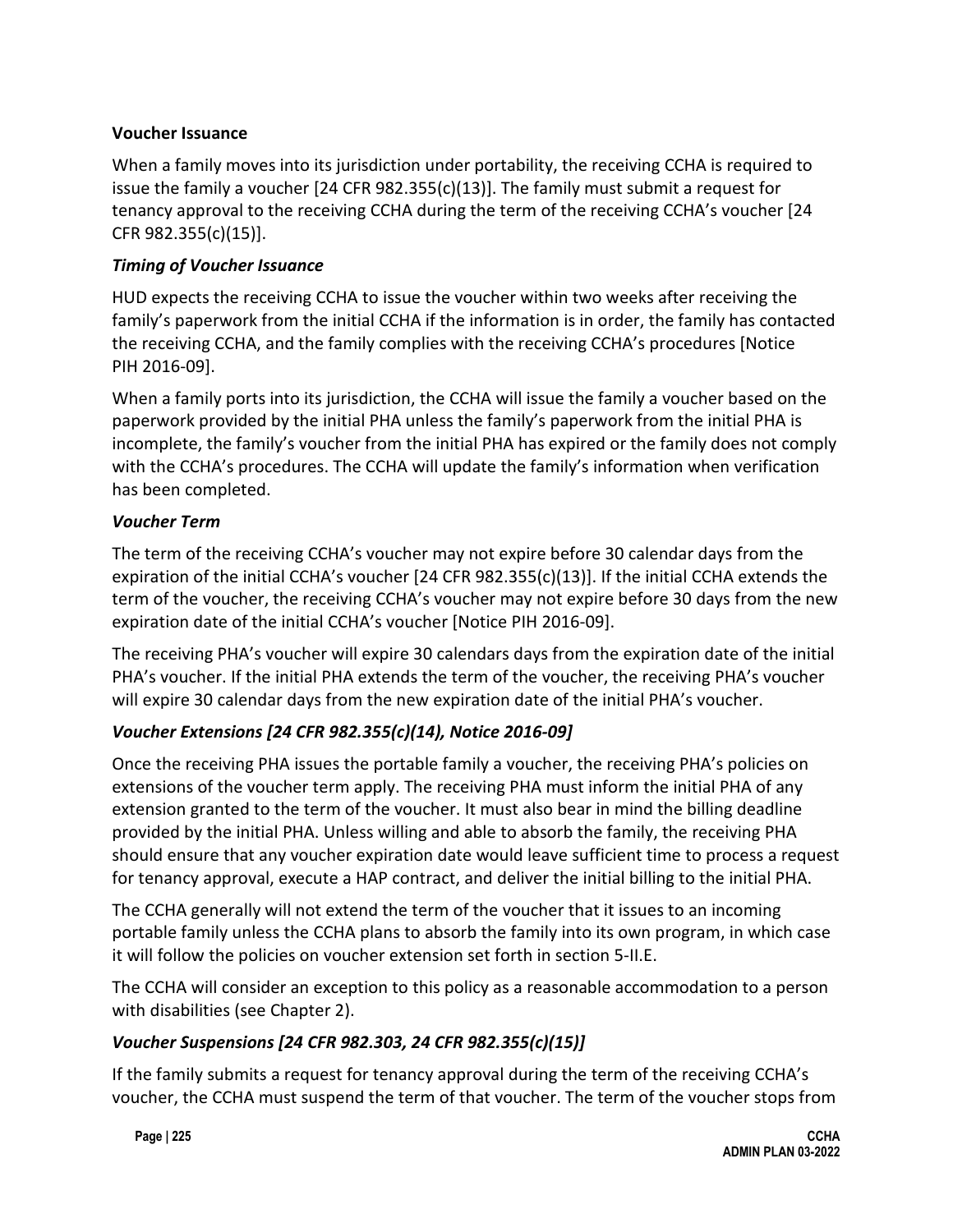**Voucher Issuance**

When a family moves into its jurisdiction under portability, the receiving CCHA is required to issue the family a voucher [24 CFR 982.355(c)(13)]. The family must submit a request for tenancy approval to the receiving CCHA during the term of the receiving CCHA's voucher [24 CFR 982.355(c)(15)].

***Timing of Voucher Issuance***

HUD expects the receiving CCHA to issue the voucher within two weeks after receiving the family's paperwork from the initial CCHA if the information is in order, the family has contacted the receiving CCHA, and the family complies with the receiving CCHA's procedures [Notice PIH 2016-09].

When a family ports into its jurisdiction, the CCHA will issue the family a voucher based on the paperwork provided by the initial PHA unless the family's paperwork from the initial PHA is incomplete, the family's voucher from the initial PHA has expired or the family does not comply with the CCHA's procedures. The CCHA will update the family's information when verification has been completed.

***Voucher Term***

The term of the receiving CCHA's voucher may not expire before 30 calendar days from the expiration of the initial CCHA's voucher [24 CFR 982.355(c)(13)]. If the initial CCHA extends the term of the voucher, the receiving CCHA's voucher may not expire before 30 days from the new expiration date of the initial CCHA's voucher [Notice PIH 2016-09].

The receiving PHA's voucher will expire 30 calendars days from the expiration date of the initial PHA's voucher. If the initial PHA extends the term of the voucher, the receiving PHA's voucher will expire 30 calendar days from the new expiration date of the initial PHA's voucher.

***Voucher Extensions [24 CFR 982.355(c)(14), Notice 2016-09]***

Once the receiving PHA issues the portable family a voucher, the receiving PHA's policies on extensions of the voucher term apply. The receiving PHA must inform the initial PHA of any extension granted to the term of the voucher. It must also bear in mind the billing deadline provided by the initial PHA. Unless willing and able to absorb the family, the receiving PHA should ensure that any voucher expiration date would leave sufficient time to process a request for tenancy approval, execute a HAP contract, and deliver the initial billing to the initial PHA.

The CCHA generally will not extend the term of the voucher that it issues to an incoming portable family unless the CCHA plans to absorb the family into its own program, in which case it will follow the policies on voucher extension set forth in section 5-II.E.

The CCHA will consider an exception to this policy as a reasonable accommodation to a person with disabilities (see Chapter 2).

***Voucher Suspensions [24 CFR 982.303, 24 CFR 982.355(c)(15)]***

If the family submits a request for tenancy approval during the term of the receiving CCHA's voucher, the CCHA must suspend the term of that voucher. The term of the voucher stops from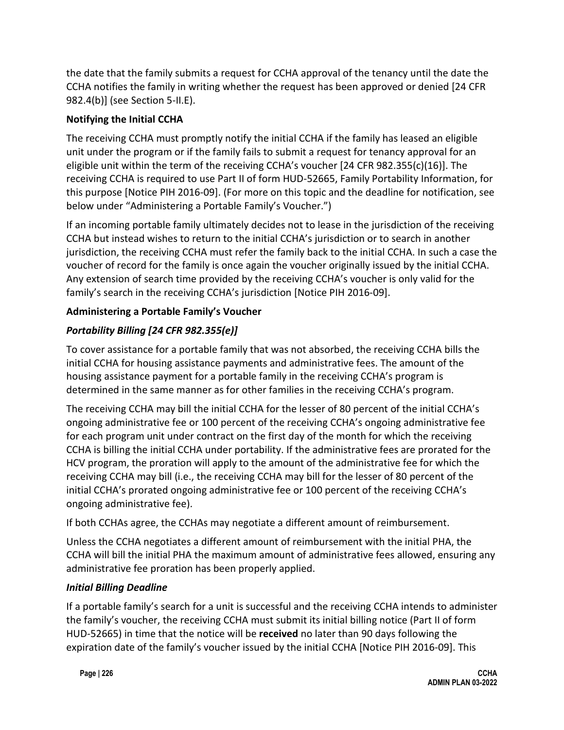the date that the family submits a request for CCHA approval of the tenancy until the date the CCHA notifies the family in writing whether the request has been approved or denied [24 CFR 982.4(b)] (see Section 5-II.E).

**Notifying the Initial CCHA**

The receiving CCHA must promptly notify the initial CCHA if the family has leased an eligible unit under the program or if the family fails to submit a request for tenancy approval for an eligible unit within the term of the receiving CCHA's voucher [24 CFR 982.355(c)(16)]. The receiving CCHA is required to use Part II of form HUD-52665, Family Portability Information, for this purpose [Notice PIH 2016-09]. (For more on this topic and the deadline for notification, see below under "Administering a Portable Family's Voucher.")

If an incoming portable family ultimately decides not to lease in the jurisdiction of the receiving CCHA but instead wishes to return to the initial CCHA's jurisdiction or to search in another jurisdiction, the receiving CCHA must refer the family back to the initial CCHA. In such a case the voucher of record for the family is once again the voucher originally issued by the initial CCHA. Any extension of search time provided by the receiving CCHA's voucher is only valid for the family's search in the receiving CCHA's jurisdiction [Notice PIH 2016-09].

**Administering a Portable Family's Voucher**

***Portability Billing [24 CFR 982.355(e)]***

To cover assistance for a portable family that was not absorbed, the receiving CCHA bills the initial CCHA for housing assistance payments and administrative fees. The amount of the housing assistance payment for a portable family in the receiving CCHA's program is determined in the same manner as for other families in the receiving CCHA's program.

The receiving CCHA may bill the initial CCHA for the lesser of 80 percent of the initial CCHA's ongoing administrative fee or 100 percent of the receiving CCHA's ongoing administrative fee for each program unit under contract on the first day of the month for which the receiving CCHA is billing the initial CCHA under portability. If the administrative fees are prorated for the HCV program, the proration will apply to the amount of the administrative fee for which the receiving CCHA may bill (i.e., the receiving CCHA may bill for the lesser of 80 percent of the initial CCHA's prorated ongoing administrative fee or 100 percent of the receiving CCHA's ongoing administrative fee).

If both CCHAs agree, the CCHAs may negotiate a different amount of reimbursement.

Unless the CCHA negotiates a different amount of reimbursement with the initial PHA, the CCHA will bill the initial PHA the maximum amount of administrative fees allowed, ensuring any administrative fee proration has been properly applied.

***Initial Billing Deadline***

If a portable family's search for a unit is successful and the receiving CCHA intends to administer the family's voucher, the receiving CCHA must submit its initial billing notice (Part II of form HUD-52665) in time that the notice will be **received** no later than 90 days following the expiration date of the family's voucher issued by the initial CCHA [Notice PIH 2016-09]. This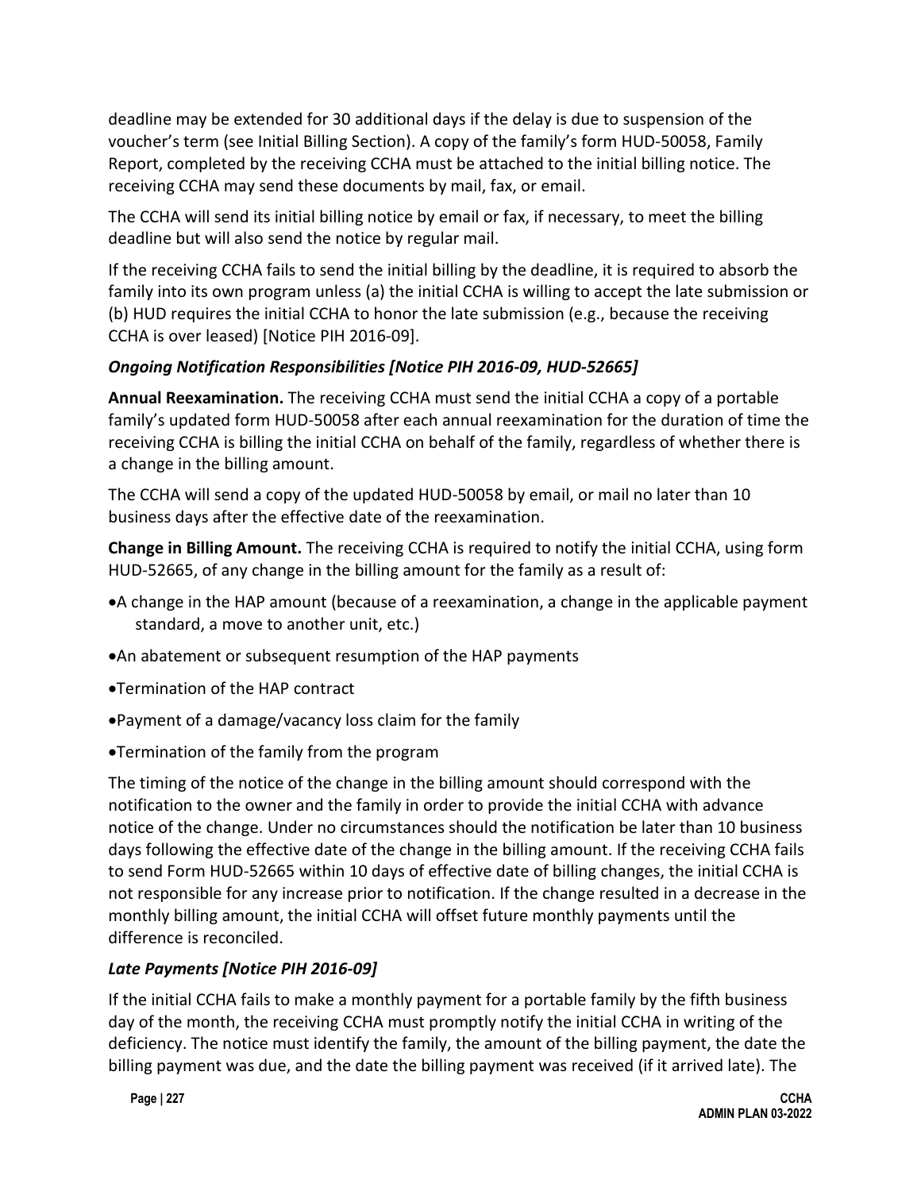deadline may be extended for 30 additional days if the delay is due to suspension of the voucher's term (see Initial Billing Section). A copy of the family's form HUD-50058, Family Report, completed by the receiving CCHA must be attached to the initial billing notice. The receiving CCHA may send these documents by mail, fax, or email.

The CCHA will send its initial billing notice by email or fax, if necessary, to meet the billing deadline but will also send the notice by regular mail.

If the receiving CCHA fails to send the initial billing by the deadline, it is required to absorb the family into its own program unless (a) the initial CCHA is willing to accept the late submission or (b) HUD requires the initial CCHA to honor the late submission (e.g., because the receiving CCHA is over leased) [Notice PIH 2016-09].

### *Ongoing Notification Responsibilities [Notice PIH 2016-09, HUD-52665]*

**Annual Reexamination.** The receiving CCHA must send the initial CCHA a copy of a portable family's updated form HUD-50058 after each annual reexamination for the duration of time the receiving CCHA is billing the initial CCHA on behalf of the family, regardless of whether there is a change in the billing amount.

The CCHA will send a copy of the updated HUD-50058 by email, or mail no later than 10 business days after the effective date of the reexamination.

**Change in Billing Amount.** The receiving CCHA is required to notify the initial CCHA, using form HUD-52665, of any change in the billing amount for the family as a result of:

- A change in the HAP amount (because of a reexamination, a change in the applicable payment standard, a move to another unit, etc.)
- An abatement or subsequent resumption of the HAP payments
- Termination of the HAP contract
- Payment of a damage/vacancy loss claim for the family
- Termination of the family from the program

The timing of the notice of the change in the billing amount should correspond with the notification to the owner and the family in order to provide the initial CCHA with advance notice of the change. Under no circumstances should the notification be later than 10 business days following the effective date of the change in the billing amount. If the receiving CCHA fails to send Form HUD-52665 within 10 days of effective date of billing changes, the initial CCHA is not responsible for any increase prior to notification. If the change resulted in a decrease in the monthly billing amount, the initial CCHA will offset future monthly payments until the difference is reconciled.

### *Late Payments [Notice PIH 2016-09]*

If the initial CCHA fails to make a monthly payment for a portable family by the fifth business day of the month, the receiving CCHA must promptly notify the initial CCHA in writing of the deficiency. The notice must identify the family, the amount of the billing payment, the date the billing payment was due, and the date the billing payment was received (if it arrived late). The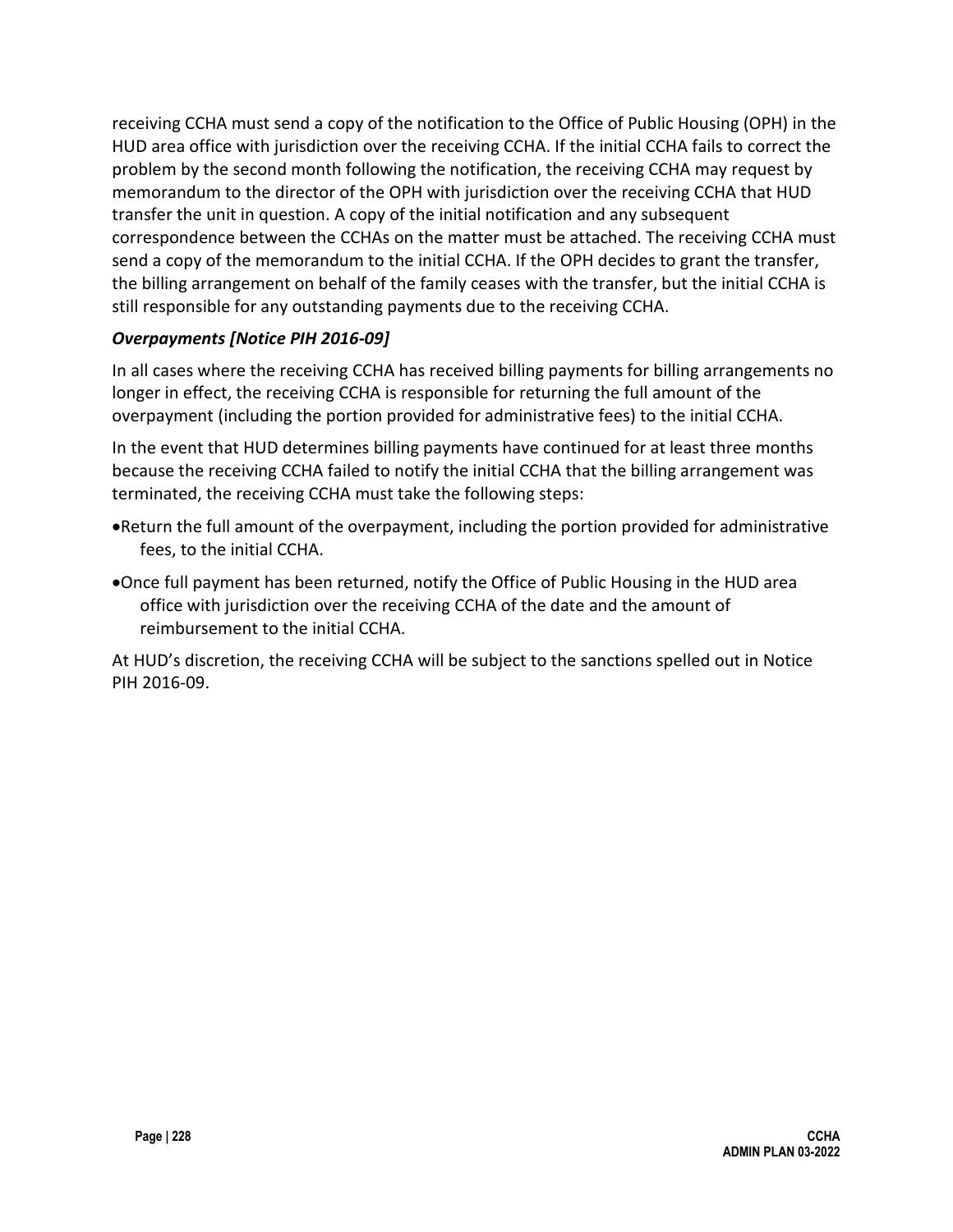receiving CCHA must send a copy of the notification to the Office of Public Housing (OPH) in the HUD area office with jurisdiction over the receiving CCHA. If the initial CCHA fails to correct the problem by the second month following the notification, the receiving CCHA may request by memorandum to the director of the OPH with jurisdiction over the receiving CCHA that HUD transfer the unit in question. A copy of the initial notification and any subsequent correspondence between the CCHAs on the matter must be attached. The receiving CCHA must send a copy of the memorandum to the initial CCHA. If the OPH decides to grant the transfer, the billing arrangement on behalf of the family ceases with the transfer, but the initial CCHA is still responsible for any outstanding payments due to the receiving CCHA.

***Overpayments [Notice PIH 2016-09]***

In all cases where the receiving CCHA has received billing payments for billing arrangements no longer in effect, the receiving CCHA is responsible for returning the full amount of the overpayment (including the portion provided for administrative fees) to the initial CCHA.

In the event that HUD determines billing payments have continued for at least three months because the receiving CCHA failed to notify the initial CCHA that the billing arrangement was terminated, the receiving CCHA must take the following steps:

- Return the full amount of the overpayment, including the portion provided for administrative fees, to the initial CCHA.
- Once full payment has been returned, notify the Office of Public Housing in the HUD area office with jurisdiction over the receiving CCHA of the date and the amount of reimbursement to the initial CCHA.

At HUD's discretion, the receiving CCHA will be subject to the sanctions spelled out in Notice PIH 2016-09.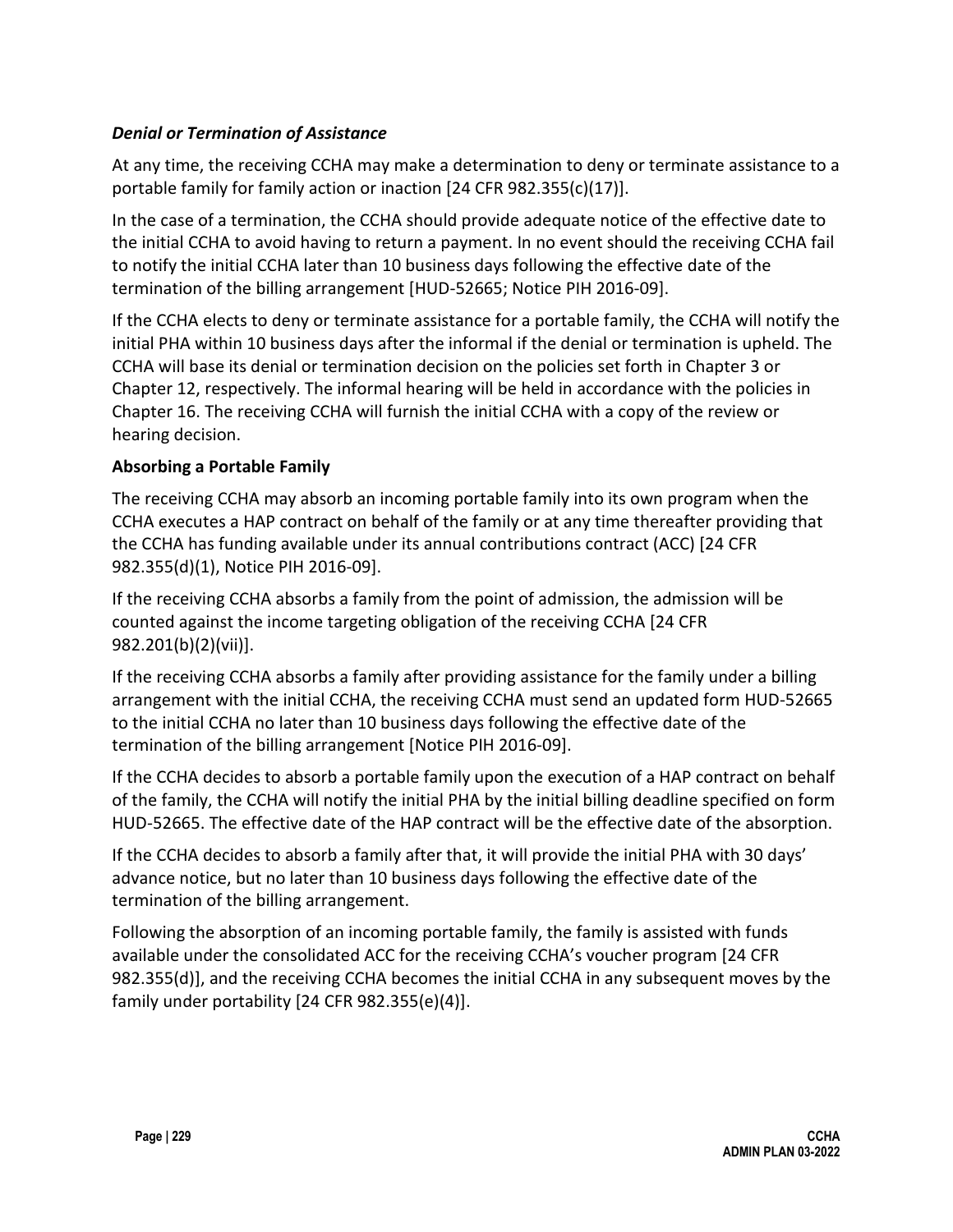### *Denial or Termination of Assistance*

At any time, the receiving CCHA may make a determination to deny or terminate assistance to a portable family for family action or inaction [24 CFR 982.355(c)(17)].

In the case of a termination, the CCHA should provide adequate notice of the effective date to the initial CCHA to avoid having to return a payment. In no event should the receiving CCHA fail to notify the initial CCHA later than 10 business days following the effective date of the termination of the billing arrangement [HUD-52665; Notice PIH 2016-09].

If the CCHA elects to deny or terminate assistance for a portable family, the CCHA will notify the initial PHA within 10 business days after the informal if the denial or termination is upheld. The CCHA will base its denial or termination decision on the policies set forth in Chapter 3 or Chapter 12, respectively. The informal hearing will be held in accordance with the policies in Chapter 16. The receiving CCHA will furnish the initial CCHA with a copy of the review or hearing decision.

### Absorbing a Portable Family

The receiving CCHA may absorb an incoming portable family into its own program when the CCHA executes a HAP contract on behalf of the family or at any time thereafter providing that the CCHA has funding available under its annual contributions contract (ACC) [24 CFR 982.355(d)(1), Notice PIH 2016-09].

If the receiving CCHA absorbs a family from the point of admission, the admission will be counted against the income targeting obligation of the receiving CCHA [24 CFR 982.201(b)(2)(vii)].

If the receiving CCHA absorbs a family after providing assistance for the family under a billing arrangement with the initial CCHA, the receiving CCHA must send an updated form HUD-52665 to the initial CCHA no later than 10 business days following the effective date of the termination of the billing arrangement [Notice PIH 2016-09].

If the CCHA decides to absorb a portable family upon the execution of a HAP contract on behalf of the family, the CCHA will notify the initial PHA by the initial billing deadline specified on form HUD-52665. The effective date of the HAP contract will be the effective date of the absorption.

If the CCHA decides to absorb a family after that, it will provide the initial PHA with 30 days' advance notice, but no later than 10 business days following the effective date of the termination of the billing arrangement.

Following the absorption of an incoming portable family, the family is assisted with funds available under the consolidated ACC for the receiving CCHA's voucher program [24 CFR 982.355(d)], and the receiving CCHA becomes the initial CCHA in any subsequent moves by the family under portability [24 CFR 982.355(e)(4)].